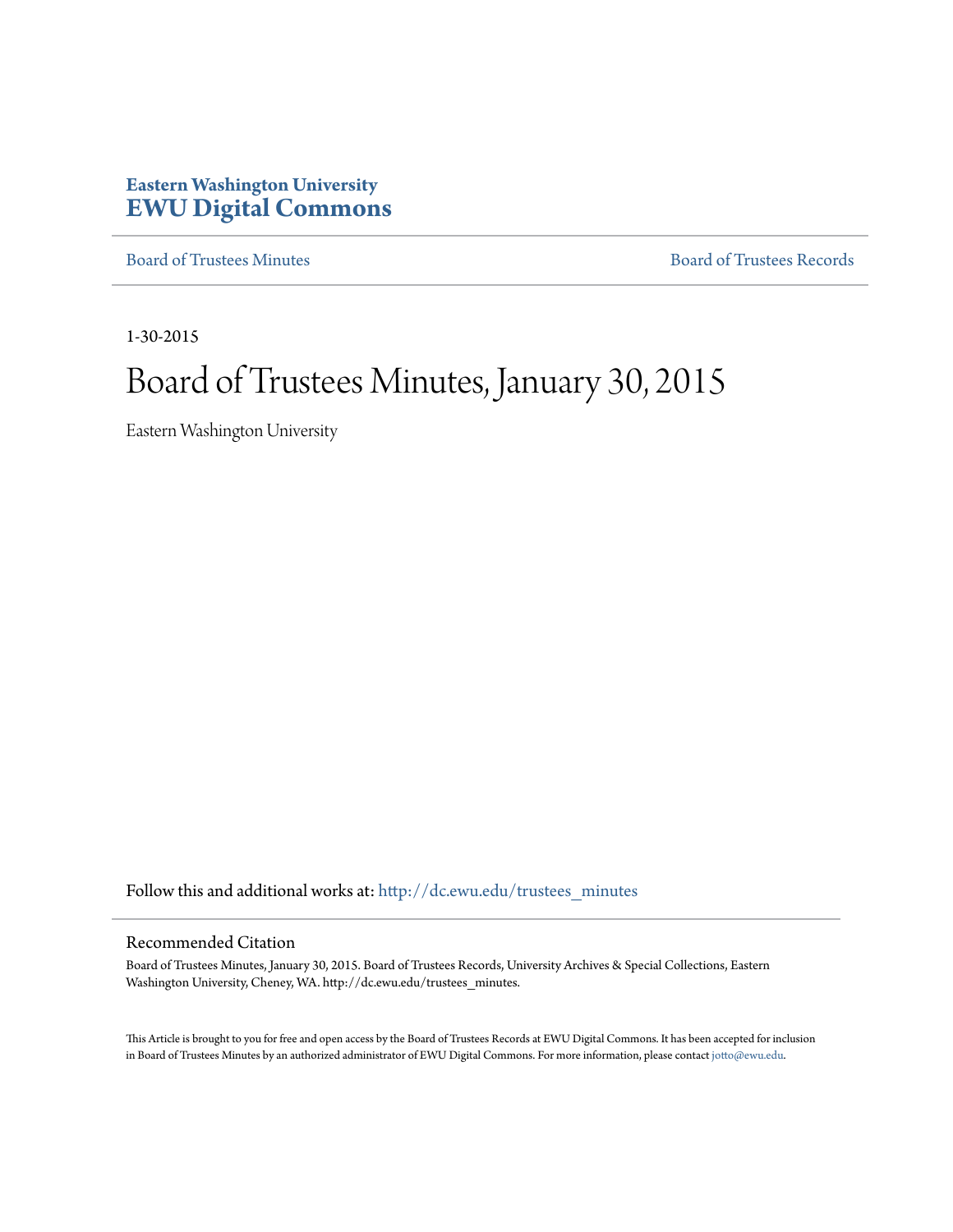**Eastern Washington University**
# EWU Digital Commons

Board of Trustees Minutes | Board of Trustees Records

1-30-2015

# Board of Trustees Minutes, January 30, 2015

Eastern Washington University

Follow this and additional works at: http://dc.ewu.edu/trustees_minutes

## Recommended Citation

Board of Trustees Minutes, January 30, 2015. Board of Trustees Records, University Archives & Special Collections, Eastern Washington University, Cheney, WA. http://dc.ewu.edu/trustees_minutes.

This Article is brought to you for free and open access by the Board of Trustees Records at EWU Digital Commons. It has been accepted for inclusion in Board of Trustees Minutes by an authorized administrator of EWU Digital Commons. For more information, please contact jotto@ewu.edu.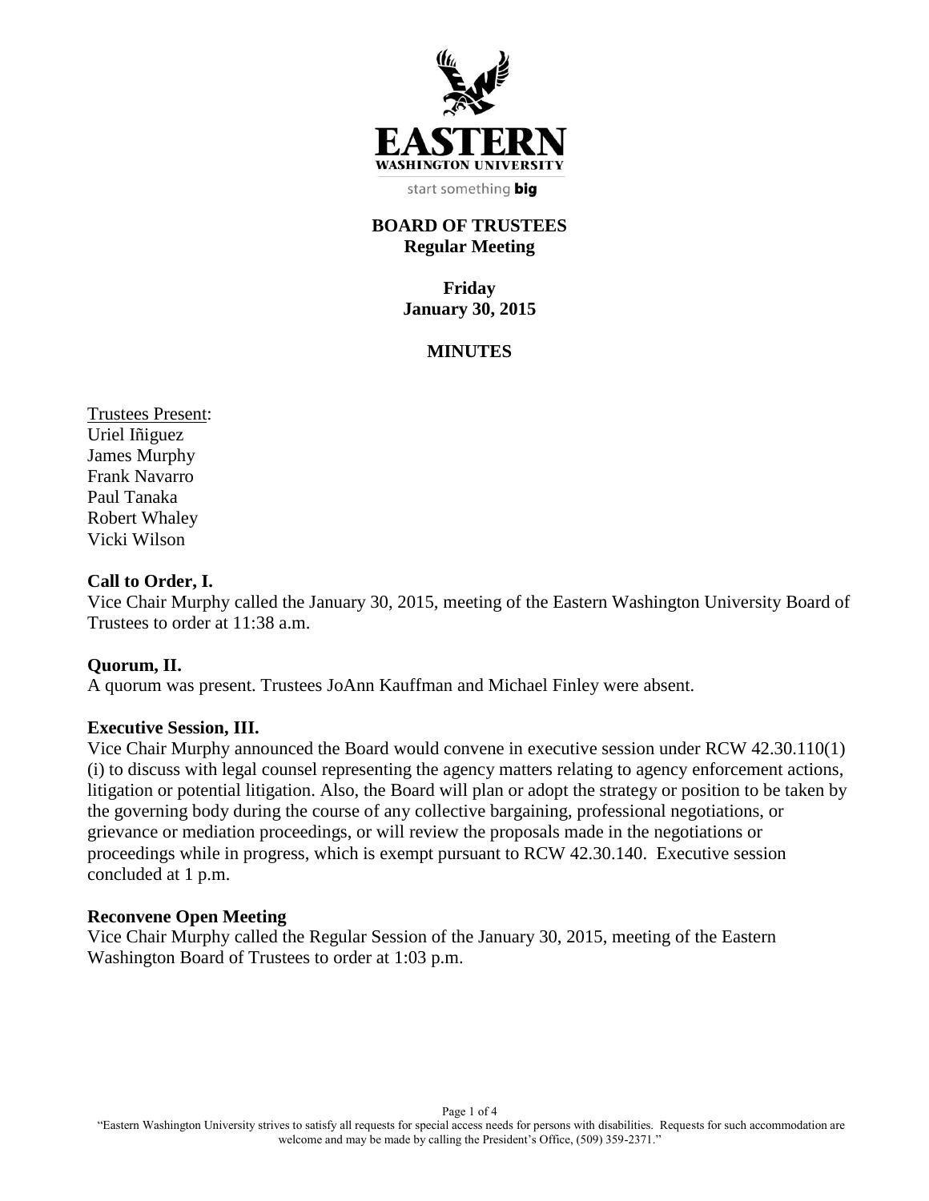**EASTERN**
**WASHINGTON UNIVERSITY**
start something **big**

# BOARD OF TRUSTEES
## Regular Meeting

**Friday**
**January 30, 2015**

**MINUTES**

Trustees Present:
Uriel Iñiguez
James Murphy
Frank Navarro
Paul Tanaka
Robert Whaley
Vicki Wilson

### Call to Order, I.
Vice Chair Murphy called the January 30, 2015, meeting of the Eastern Washington University Board of Trustees to order at 11:38 a.m.

### Quorum, II.
A quorum was present. Trustees JoAnn Kauffman and Michael Finley were absent.

### Executive Session, III.
Vice Chair Murphy announced the Board would convene in executive session under RCW 42.30.110(1)(i) to discuss with legal counsel representing the agency matters relating to agency enforcement actions, litigation or potential litigation. Also, the Board will plan or adopt the strategy or position to be taken by the governing body during the course of any collective bargaining, professional negotiations, or grievance or mediation proceedings, or will review the proposals made in the negotiations or proceedings while in progress, which is exempt pursuant to RCW 42.30.140. Executive session concluded at 1 p.m.

### Reconvene Open Meeting
Vice Chair Murphy called the Regular Session of the January 30, 2015, meeting of the Eastern Washington Board of Trustees to order at 1:03 p.m.

"Eastern Washington University strives to satisfy all requests for special access needs for persons with disabilities. Requests for such accommodation are welcome and may be made by calling the President's Office, (509) 359-2371."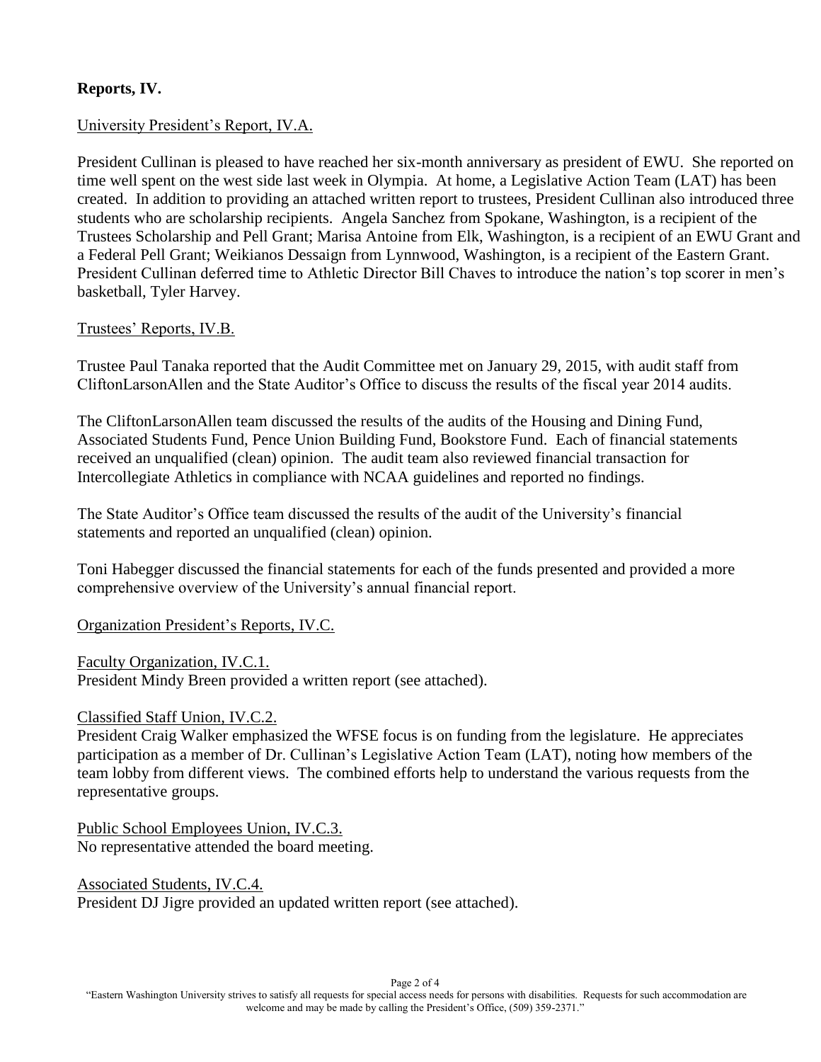## Reports, IV.

University President's Report, IV.A.

President Cullinan is pleased to have reached her six-month anniversary as president of EWU. She reported on time well spent on the west side last week in Olympia. At home, a Legislative Action Team (LAT) has been created. In addition to providing an attached written report to trustees, President Cullinan also introduced three students who are scholarship recipients. Angela Sanchez from Spokane, Washington, is a recipient of the Trustees Scholarship and Pell Grant; Marisa Antoine from Elk, Washington, is a recipient of an EWU Grant and a Federal Pell Grant; Weikianos Dessaign from Lynnwood, Washington, is a recipient of the Eastern Grant. President Cullinan deferred time to Athletic Director Bill Chaves to introduce the nation's top scorer in men's basketball, Tyler Harvey.

Trustees' Reports, IV.B.

Trustee Paul Tanaka reported that the Audit Committee met on January 29, 2015, with audit staff from CliftonLarsonAllen and the State Auditor's Office to discuss the results of the fiscal year 2014 audits.

The CliftonLarsonAllen team discussed the results of the audits of the Housing and Dining Fund, Associated Students Fund, Pence Union Building Fund, Bookstore Fund. Each of financial statements received an unqualified (clean) opinion. The audit team also reviewed financial transaction for Intercollegiate Athletics in compliance with NCAA guidelines and reported no findings.

The State Auditor's Office team discussed the results of the audit of the University's financial statements and reported an unqualified (clean) opinion.

Toni Habegger discussed the financial statements for each of the funds presented and provided a more comprehensive overview of the University's annual financial report.

Organization President's Reports, IV.C.

Faculty Organization, IV.C.1.
President Mindy Breen provided a written report (see attached).

Classified Staff Union, IV.C.2.
President Craig Walker emphasized the WFSE focus is on funding from the legislature. He appreciates participation as a member of Dr. Cullinan's Legislative Action Team (LAT), noting how members of the team lobby from different views. The combined efforts help to understand the various requests from the representative groups.

Public School Employees Union, IV.C.3.
No representative attended the board meeting.

Associated Students, IV.C.4.
President DJ Jigre provided an updated written report (see attached).

"Eastern Washington University strives to satisfy all requests for special access needs for persons with disabilities. Requests for such accommodation are welcome and may be made by calling the President's Office, (509) 359-2371."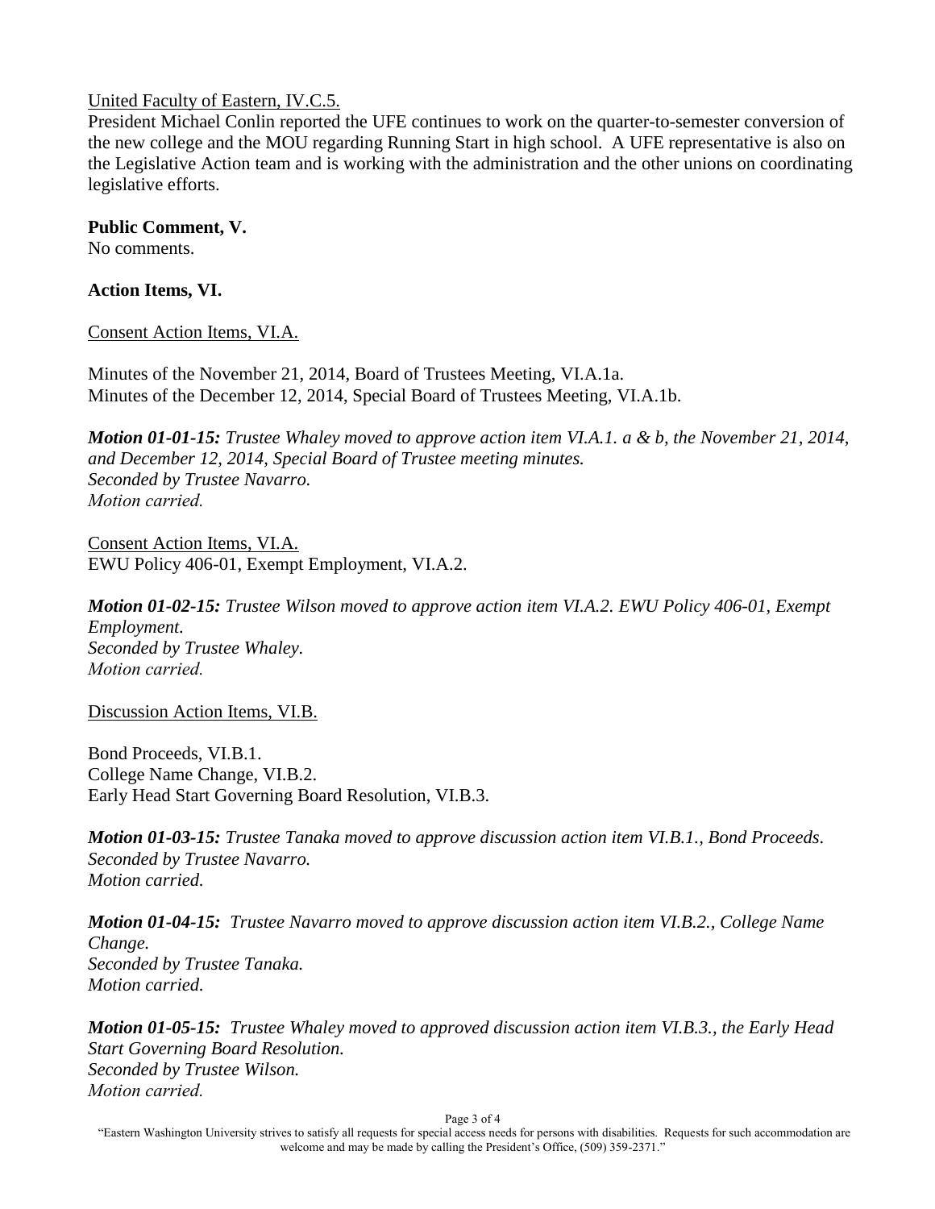United Faculty of Eastern, IV.C.5.

President Michael Conlin reported the UFE continues to work on the quarter-to-semester conversion of the new college and the MOU regarding Running Start in high school. A UFE representative is also on the Legislative Action team and is working with the administration and the other unions on coordinating legislative efforts.

**Public Comment, V.**

No comments.

**Action Items, VI.**

Consent Action Items, VI.A.

Minutes of the November 21, 2014, Board of Trustees Meeting, VI.A.1a.
Minutes of the December 12, 2014, Special Board of Trustees Meeting, VI.A.1b.

***Motion 01-01-15:*** *Trustee Whaley moved to approve action item VI.A.1. a & b, the November 21, 2014, and December 12, 2014, Special Board of Trustee meeting minutes.*
*Seconded by Trustee Navarro.*
*Motion carried.*

Consent Action Items, VI.A.
EWU Policy 406-01, Exempt Employment, VI.A.2.

***Motion 01-02-15:*** *Trustee Wilson moved to approve action item VI.A.2. EWU Policy 406-01, Exempt Employment.*
*Seconded by Trustee Whaley.*
*Motion carried.*

Discussion Action Items, VI.B.

Bond Proceeds, VI.B.1.
College Name Change, VI.B.2.
Early Head Start Governing Board Resolution, VI.B.3.

***Motion 01-03-15:*** *Trustee Tanaka moved to approve discussion action item VI.B.1., Bond Proceeds.*
*Seconded by Trustee Navarro.*
*Motion carried.*

***Motion 01-04-15:*** *Trustee Navarro moved to approve discussion action item VI.B.2., College Name Change.*
*Seconded by Trustee Tanaka.*
*Motion carried.*

***Motion 01-05-15:*** *Trustee Whaley moved to approved discussion action item VI.B.3., the Early Head Start Governing Board Resolution.*
*Seconded by Trustee Wilson.*
*Motion carried.*

"Eastern Washington University strives to satisfy all requests for special access needs for persons with disabilities. Requests for such accommodation are welcome and may be made by calling the President's Office, (509) 359-2371."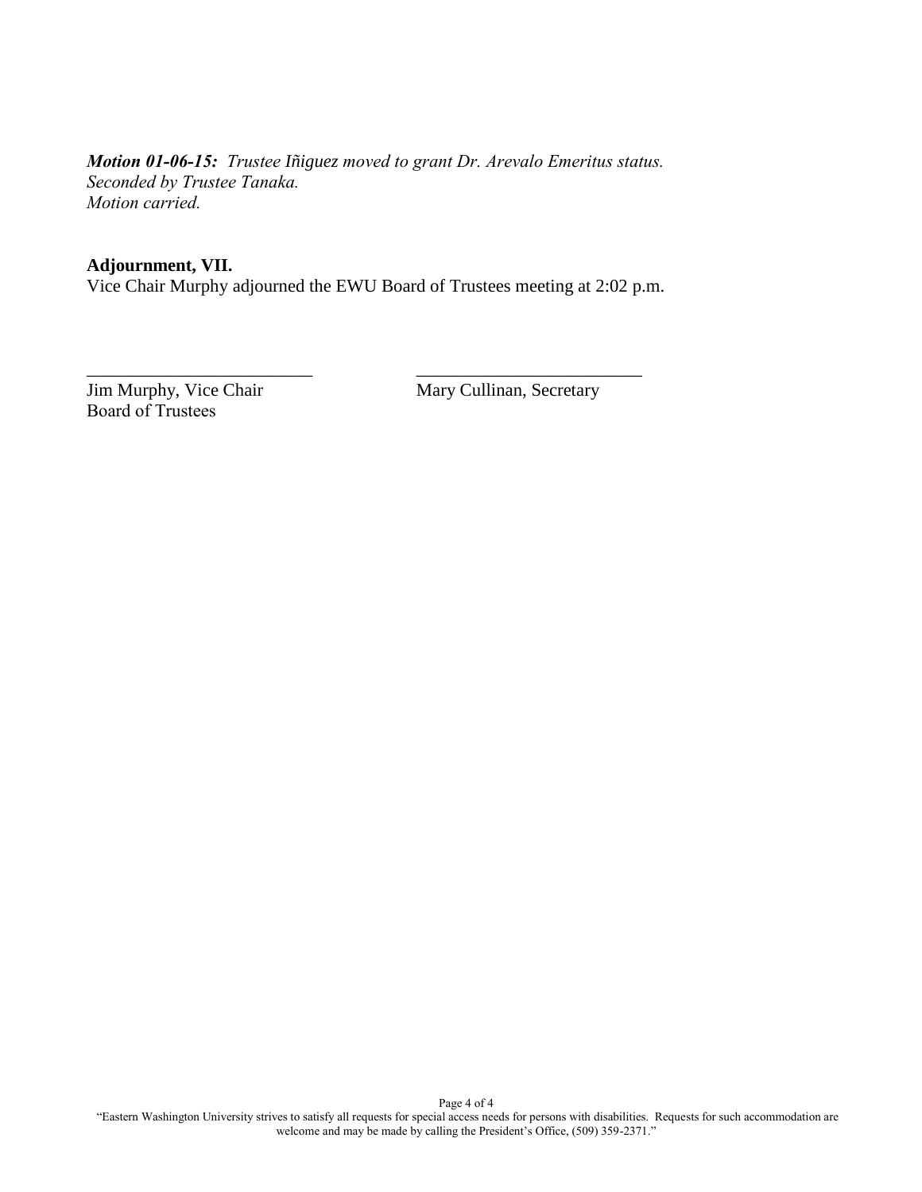***Motion 01-06-15:*** *Trustee Iñiguez moved to grant Dr. Arevalo Emeritus status.*
*Seconded by Trustee Tanaka.*
*Motion carried.*

**Adjournment, VII.**
Vice Chair Murphy adjourned the EWU Board of Trustees meeting at 2:02 p.m.

________________________ ________________________
Jim Murphy, Vice Chair Mary Cullinan, Secretary
Board of Trustees

"Eastern Washington University strives to satisfy all requests for special access needs for persons with disabilities. Requests for such accommodation are welcome and may be made by calling the President's Office, (509) 359-2371."